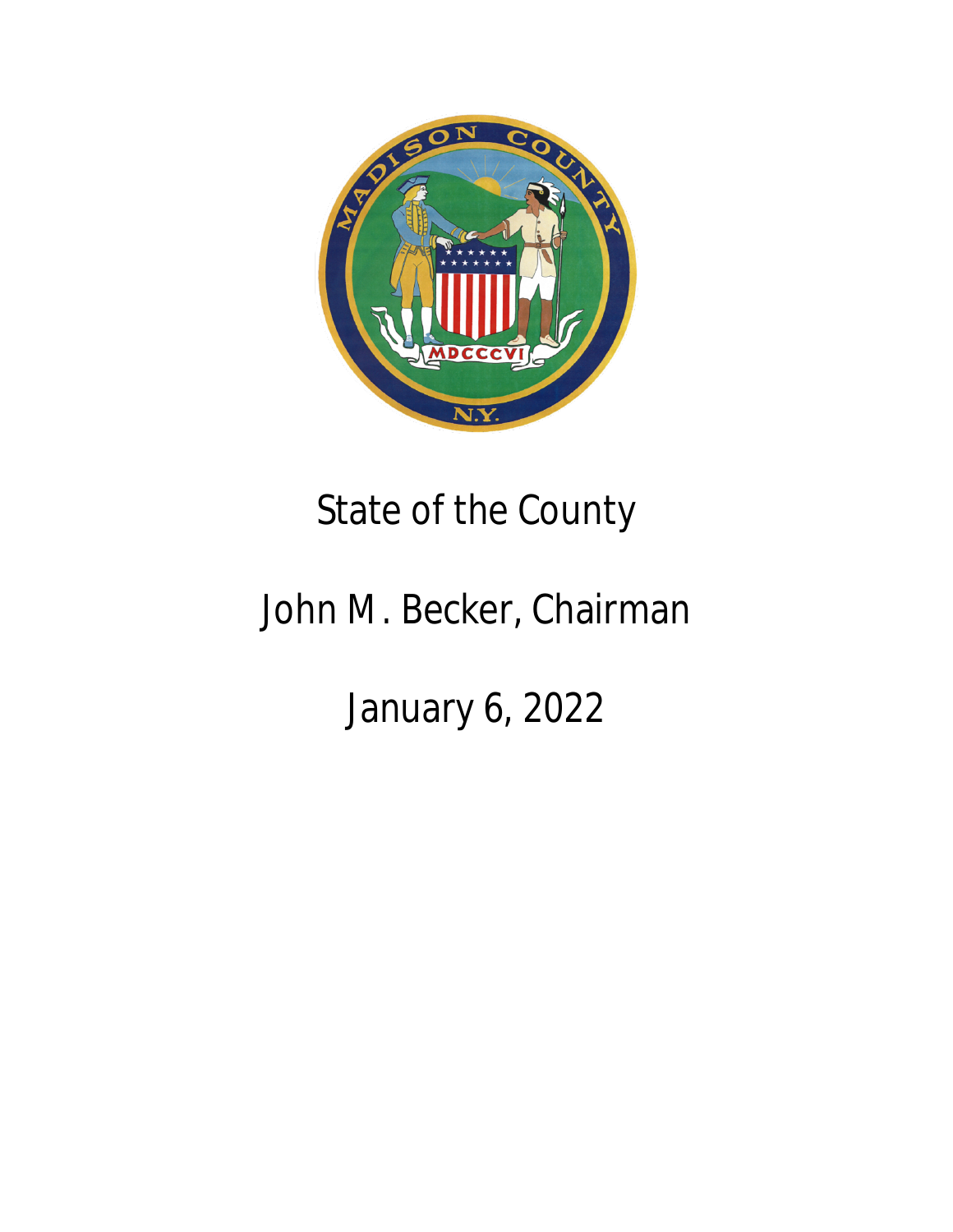# State of the County

## John M. Becker, Chairman

## January 6, 2022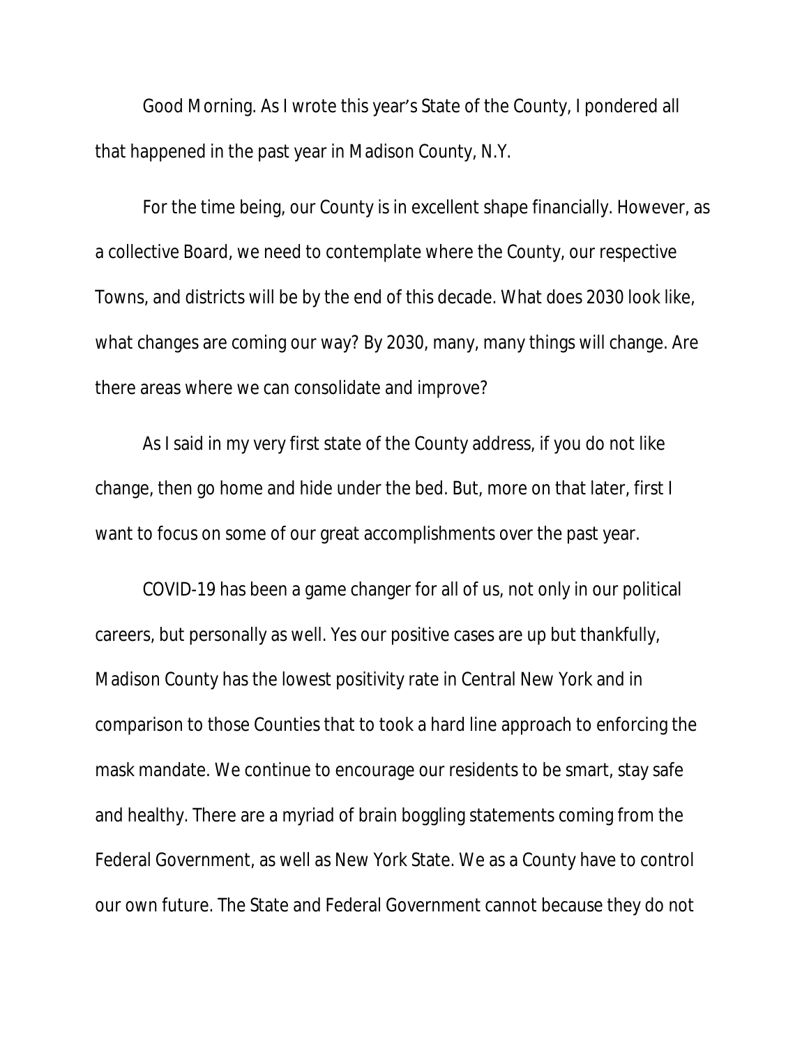Good Morning. As I wrote this year's State of the County, I pondered all that happened in the past year in Madison County, N.Y.

For the time being, our County is in excellent shape financially. However, as a collective Board, we need to contemplate where the County, our respective Towns, and districts will be by the end of this decade. What does 2030 look like, what changes are coming our way? By 2030, many, many things will change. Are there areas where we can consolidate and improve?

As I said in my very first state of the County address, if you do not like change, then go home and hide under the bed. But, more on that later, first I want to focus on some of our great accomplishments over the past year.

COVID-19 has been a game changer for all of us, not only in our political careers, but personally as well. Yes our positive cases are up but thankfully, Madison County has the lowest positivity rate in Central New York and in comparison to those Counties that to took a hard line approach to enforcing the mask mandate. We continue to encourage our residents to be smart, stay safe and healthy. There are a myriad of brain boggling statements coming from the Federal Government, as well as New York State. We as a County have to control our own future. The State and Federal Government cannot because they do not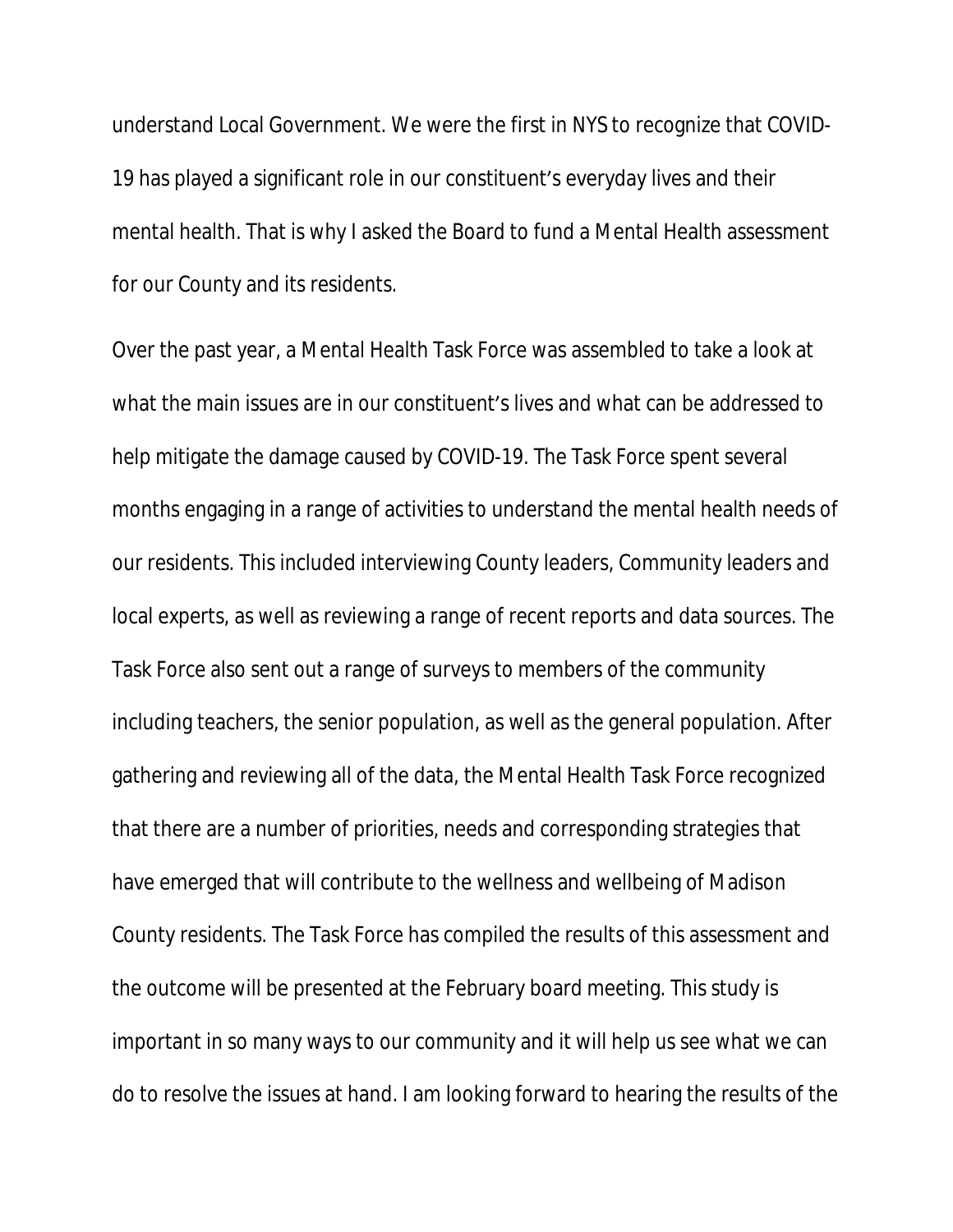understand Local Government. We were the first in NYS to recognize that COVID-19 has played a significant role in our constituent's everyday lives and their mental health. That is why I asked the Board to fund a Mental Health assessment for our County and its residents.

Over the past year, a Mental Health Task Force was assembled to take a look at what the main issues are in our constituent's lives and what can be addressed to help mitigate the damage caused by COVID-19. The Task Force spent several months engaging in a range of activities to understand the mental health needs of our residents. This included interviewing County leaders, Community leaders and local experts, as well as reviewing a range of recent reports and data sources. The Task Force also sent out a range of surveys to members of the community including teachers, the senior population, as well as the general population. After gathering and reviewing all of the data, the Mental Health Task Force recognized that there are a number of priorities, needs and corresponding strategies that have emerged that will contribute to the wellness and wellbeing of Madison County residents. The Task Force has compiled the results of this assessment and the outcome will be presented at the February board meeting. This study is important in so many ways to our community and it will help us see what we can do to resolve the issues at hand. I am looking forward to hearing the results of the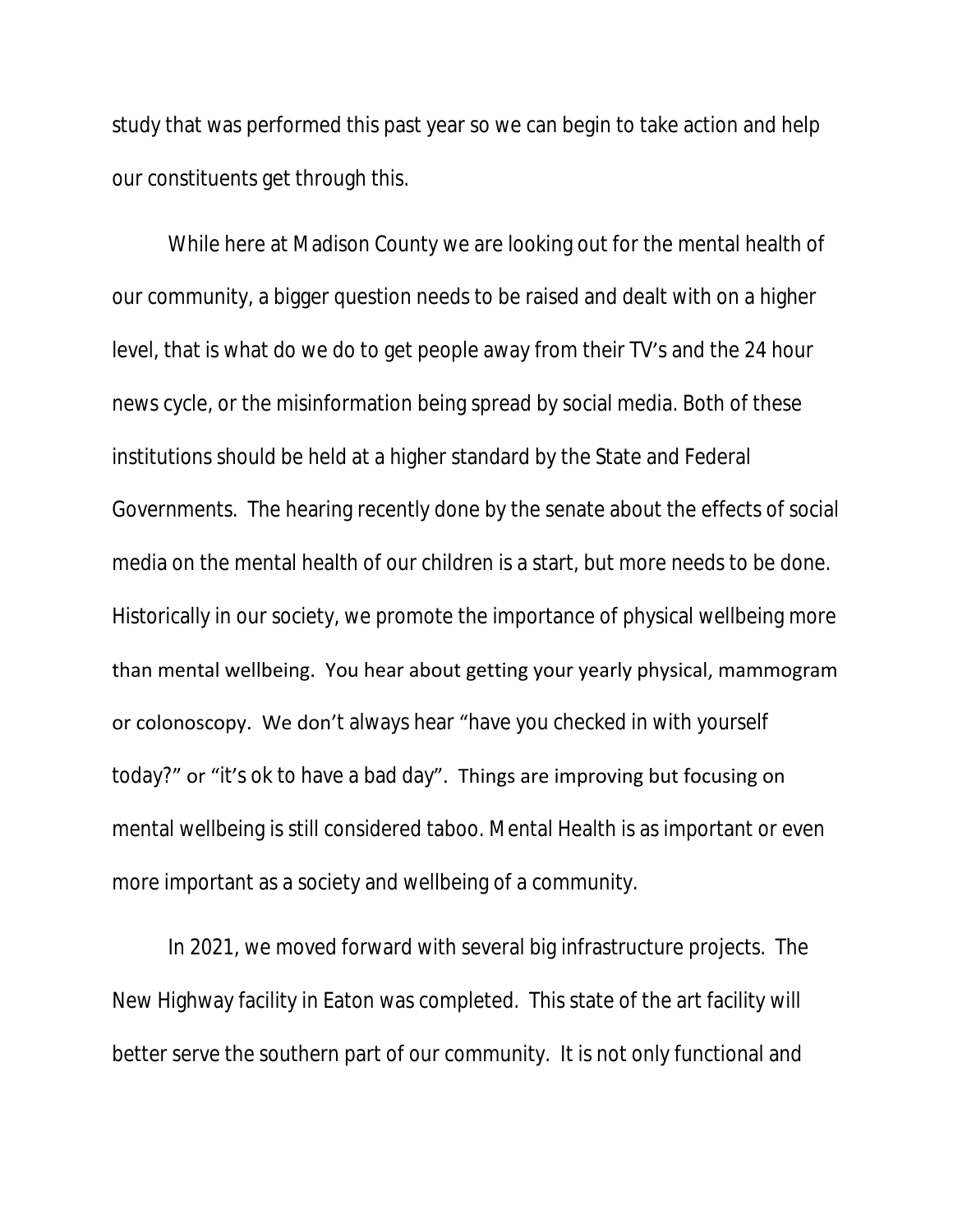study that was performed this past year so we can begin to take action and help our constituents get through this.

While here at Madison County we are looking out for the mental health of our community, a bigger question needs to be raised and dealt with on a higher level, that is what do we do to get people away from their TV's and the 24 hour news cycle, or the misinformation being spread by social media. Both of these institutions should be held at a higher standard by the State and Federal Governments. The hearing recently done by the senate about the effects of social media on the mental health of our children is a start, but more needs to be done. Historically in our society, we promote the importance of physical wellbeing more than mental wellbeing. You hear about getting your yearly physical, mammogram or colonoscopy. We don't always hear "have you checked in with yourself today?" or "it's ok to have a bad day". Things are improving but focusing on mental wellbeing is still considered taboo. Mental Health is as important or even more important as a society and wellbeing of a community.

In 2021, we moved forward with several big infrastructure projects. The New Highway facility in Eaton was completed. This state of the art facility will better serve the southern part of our community. It is not only functional and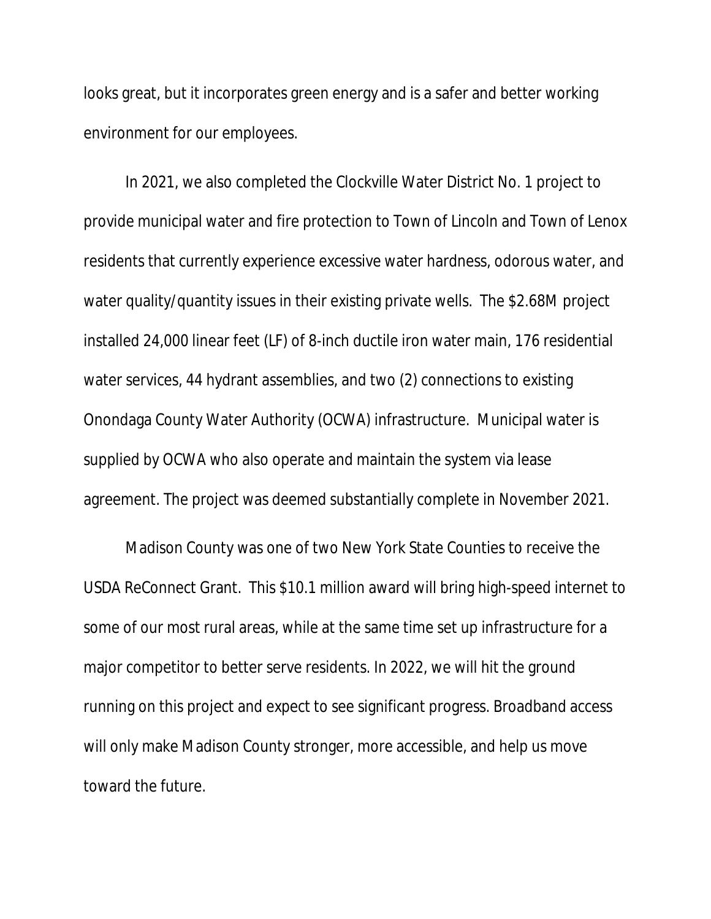looks great, but it incorporates green energy and is a safer and better working environment for our employees.

In 2021, we also completed the Clockville Water District No. 1 project to provide municipal water and fire protection to Town of Lincoln and Town of Lenox residents that currently experience excessive water hardness, odorous water, and water quality/quantity issues in their existing private wells. The $2.68M project installed 24,000 linear feet (LF) of 8-inch ductile iron water main, 176 residential water services, 44 hydrant assemblies, and two (2) connections to existing Onondaga County Water Authority (OCWA) infrastructure. Municipal water is supplied by OCWA who also operate and maintain the system via lease agreement. The project was deemed substantially complete in November 2021.

Madison County was one of two New York State Counties to receive the USDA ReConnect Grant. This $10.1 million award will bring high-speed internet to some of our most rural areas, while at the same time set up infrastructure for a major competitor to better serve residents. In 2022, we will hit the ground running on this project and expect to see significant progress. Broadband access will only make Madison County stronger, more accessible, and help us move toward the future.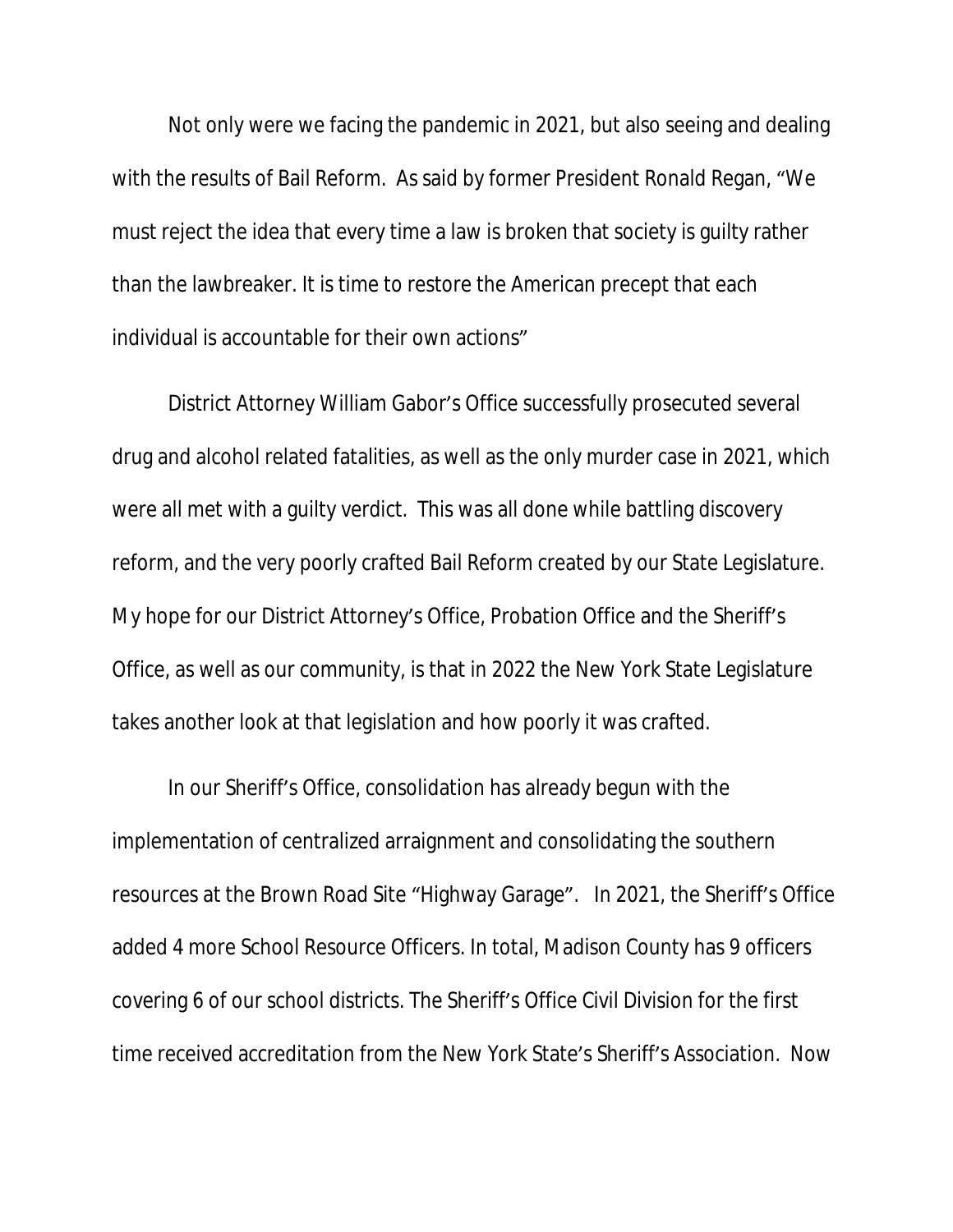Not only were we facing the pandemic in 2021, but also seeing and dealing with the results of Bail Reform. As said by former President Ronald Regan, "We must reject the idea that every time a law is broken that society is guilty rather than the lawbreaker. It is time to restore the American precept that each individual is accountable for their own actions"

District Attorney William Gabor's Office successfully prosecuted several drug and alcohol related fatalities, as well as the only murder case in 2021, which were all met with a guilty verdict. This was all done while battling discovery reform, and the very poorly crafted Bail Reform created by our State Legislature. My hope for our District Attorney's Office, Probation Office and the Sheriff's Office, as well as our community, is that in 2022 the New York State Legislature takes another look at that legislation and how poorly it was crafted.

In our Sheriff's Office, consolidation has already begun with the implementation of centralized arraignment and consolidating the southern resources at the Brown Road Site "Highway Garage". In 2021, the Sheriff's Office added 4 more School Resource Officers. In total, Madison County has 9 officers covering 6 of our school districts. The Sheriff's Office Civil Division for the first time received accreditation from the New York State's Sheriff's Association. Now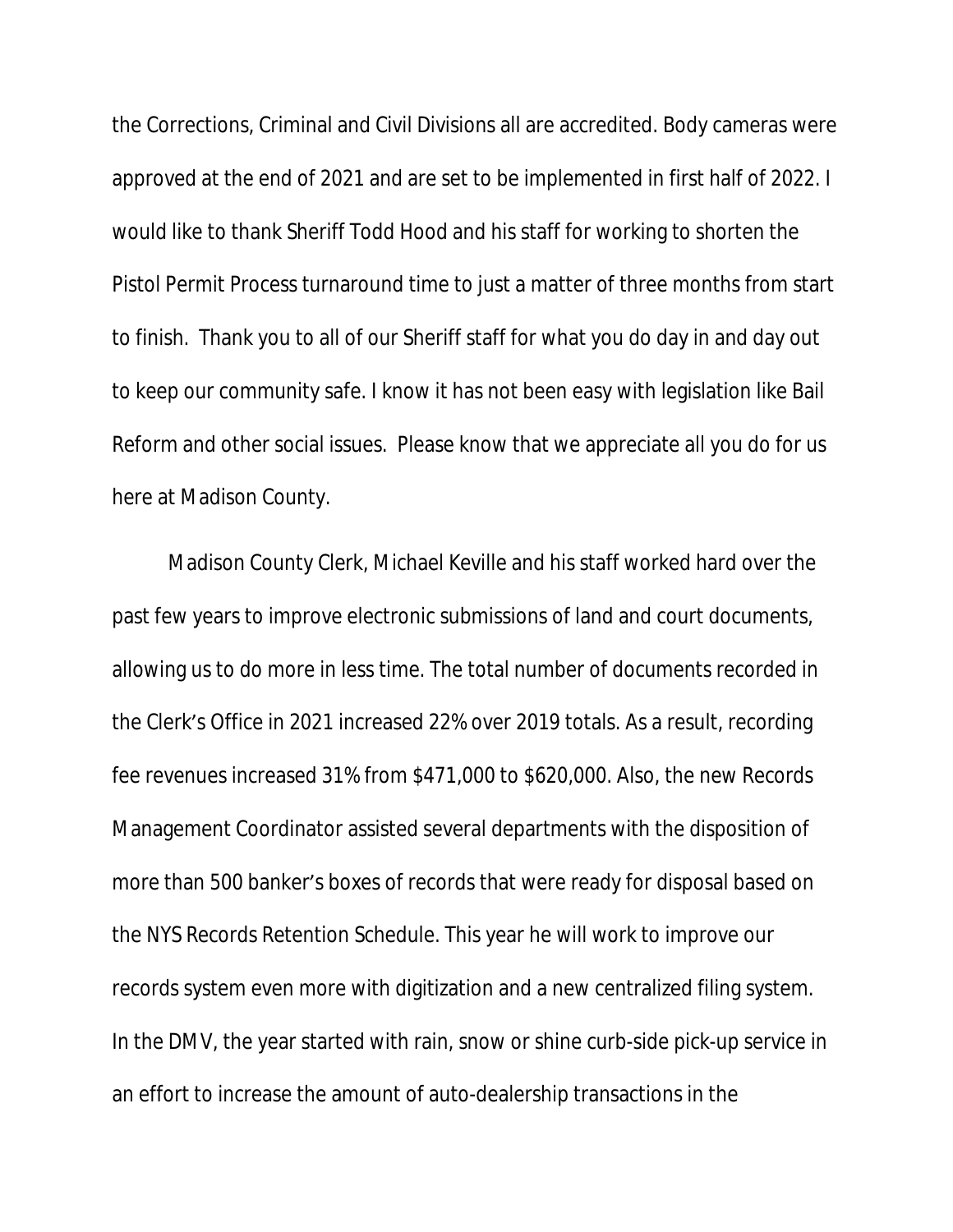the Corrections, Criminal and Civil Divisions all are accredited. Body cameras were approved at the end of 2021 and are set to be implemented in first half of 2022. I would like to thank Sheriff Todd Hood and his staff for working to shorten the Pistol Permit Process turnaround time to just a matter of three months from start to finish. Thank you to all of our Sheriff staff for what you do day in and day out to keep our community safe. I know it has not been easy with legislation like Bail Reform and other social issues. Please know that we appreciate all you do for us here at Madison County.

Madison County Clerk, Michael Keville and his staff worked hard over the past few years to improve electronic submissions of land and court documents, allowing us to do more in less time. The total number of documents recorded in the Clerk's Office in 2021 increased 22% over 2019 totals. As a result, recording fee revenues increased 31% from $471,000 to $620,000. Also, the new Records Management Coordinator assisted several departments with the disposition of more than 500 banker's boxes of records that were ready for disposal based on the NYS Records Retention Schedule. This year he will work to improve our records system even more with digitization and a new centralized filing system. In the DMV, the year started with rain, snow or shine curb-side pick-up service in an effort to increase the amount of auto-dealership transactions in the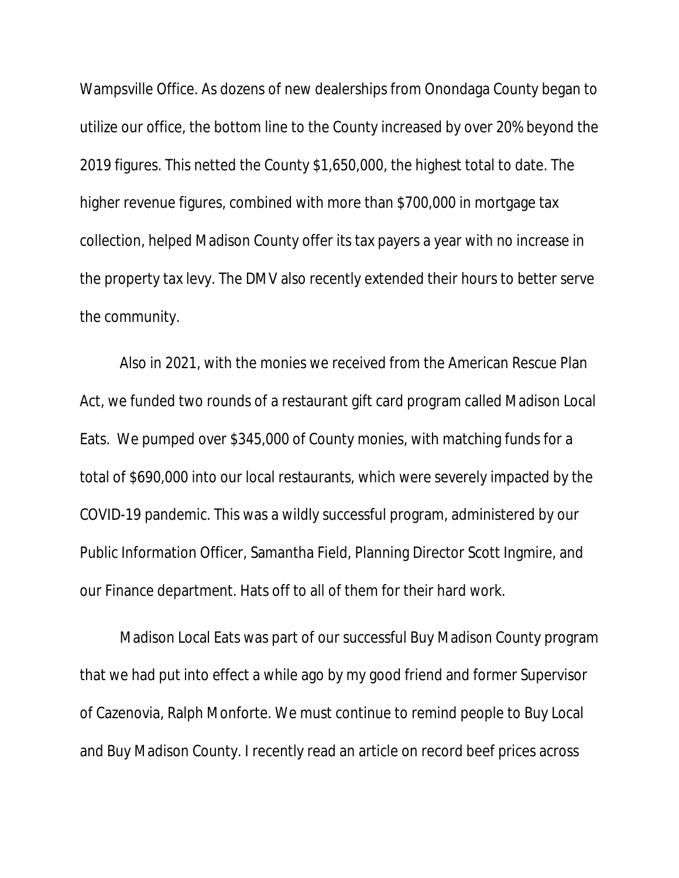Wampsville Office. As dozens of new dealerships from Onondaga County began to utilize our office, the bottom line to the County increased by over 20% beyond the 2019 figures. This netted the County $1,650,000, the highest total to date. The higher revenue figures, combined with more than $700,000 in mortgage tax collection, helped Madison County offer its tax payers a year with no increase in the property tax levy. The DMV also recently extended their hours to better serve the community.

Also in 2021, with the monies we received from the American Rescue Plan Act, we funded two rounds of a restaurant gift card program called Madison Local Eats. We pumped over $345,000 of County monies, with matching funds for a total of $690,000 into our local restaurants, which were severely impacted by the COVID-19 pandemic. This was a wildly successful program, administered by our Public Information Officer, Samantha Field, Planning Director Scott Ingmire, and our Finance department. Hats off to all of them for their hard work.

Madison Local Eats was part of our successful Buy Madison County program that we had put into effect a while ago by my good friend and former Supervisor of Cazenovia, Ralph Monforte. We must continue to remind people to Buy Local and Buy Madison County. I recently read an article on record beef prices across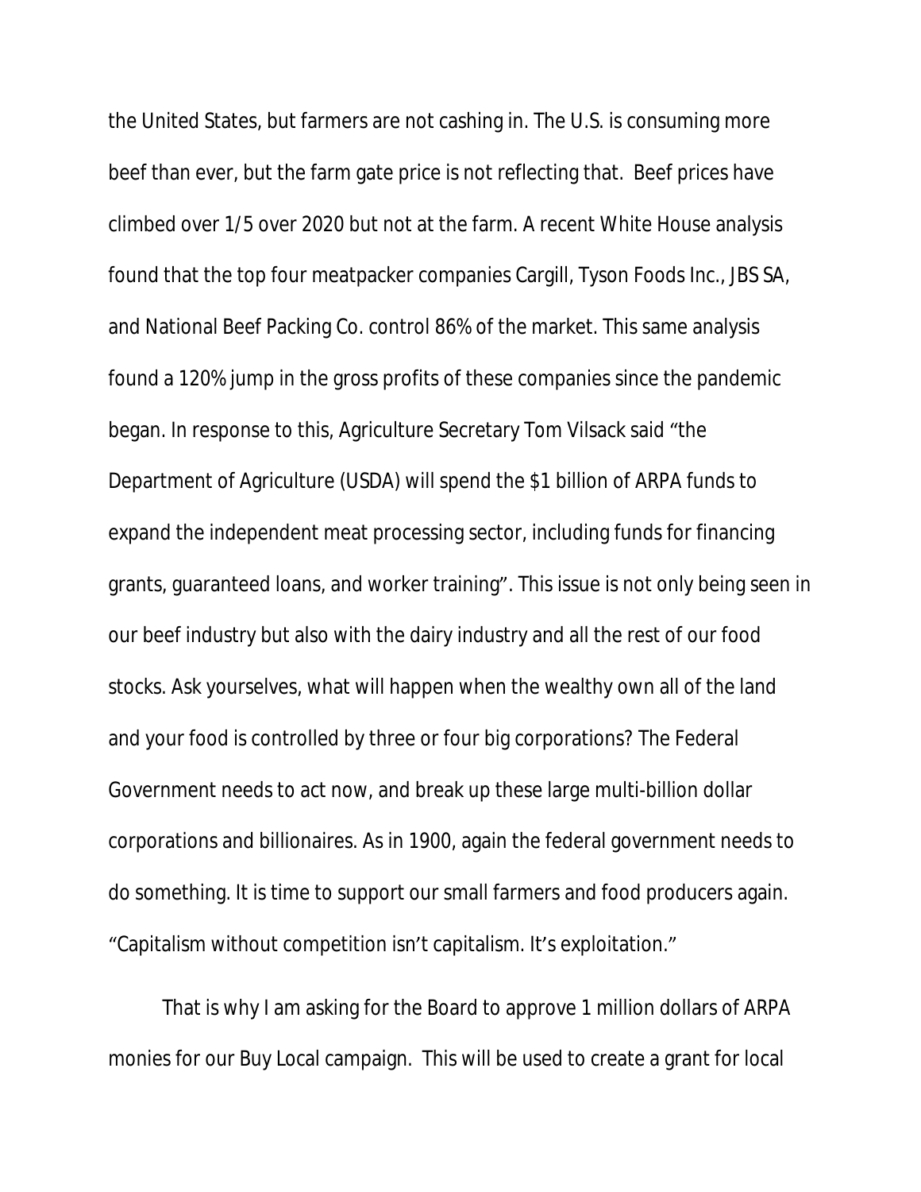the United States, but farmers are not cashing in. The U.S. is consuming more beef than ever, but the farm gate price is not reflecting that. Beef prices have climbed over 1/5 over 2020 but not at the farm. A recent White House analysis found that the top four meatpacker companies Cargill, Tyson Foods Inc., JBS SA, and National Beef Packing Co. control 86% of the market. This same analysis found a 120% jump in the gross profits of these companies since the pandemic began. In response to this, Agriculture Secretary Tom Vilsack said "the Department of Agriculture (USDA) will spend the $1 billion of ARPA funds to expand the independent meat processing sector, including funds for financing grants, guaranteed loans, and worker training". This issue is not only being seen in our beef industry but also with the dairy industry and all the rest of our food stocks. Ask yourselves, what will happen when the wealthy own all of the land and your food is controlled by three or four big corporations? The Federal Government needs to act now, and break up these large multi-billion dollar corporations and billionaires. As in 1900, again the federal government needs to do something. It is time to support our small farmers and food producers again. "Capitalism without competition isn't capitalism. It's exploitation."

That is why I am asking for the Board to approve 1 million dollars of ARPA monies for our Buy Local campaign. This will be used to create a grant for local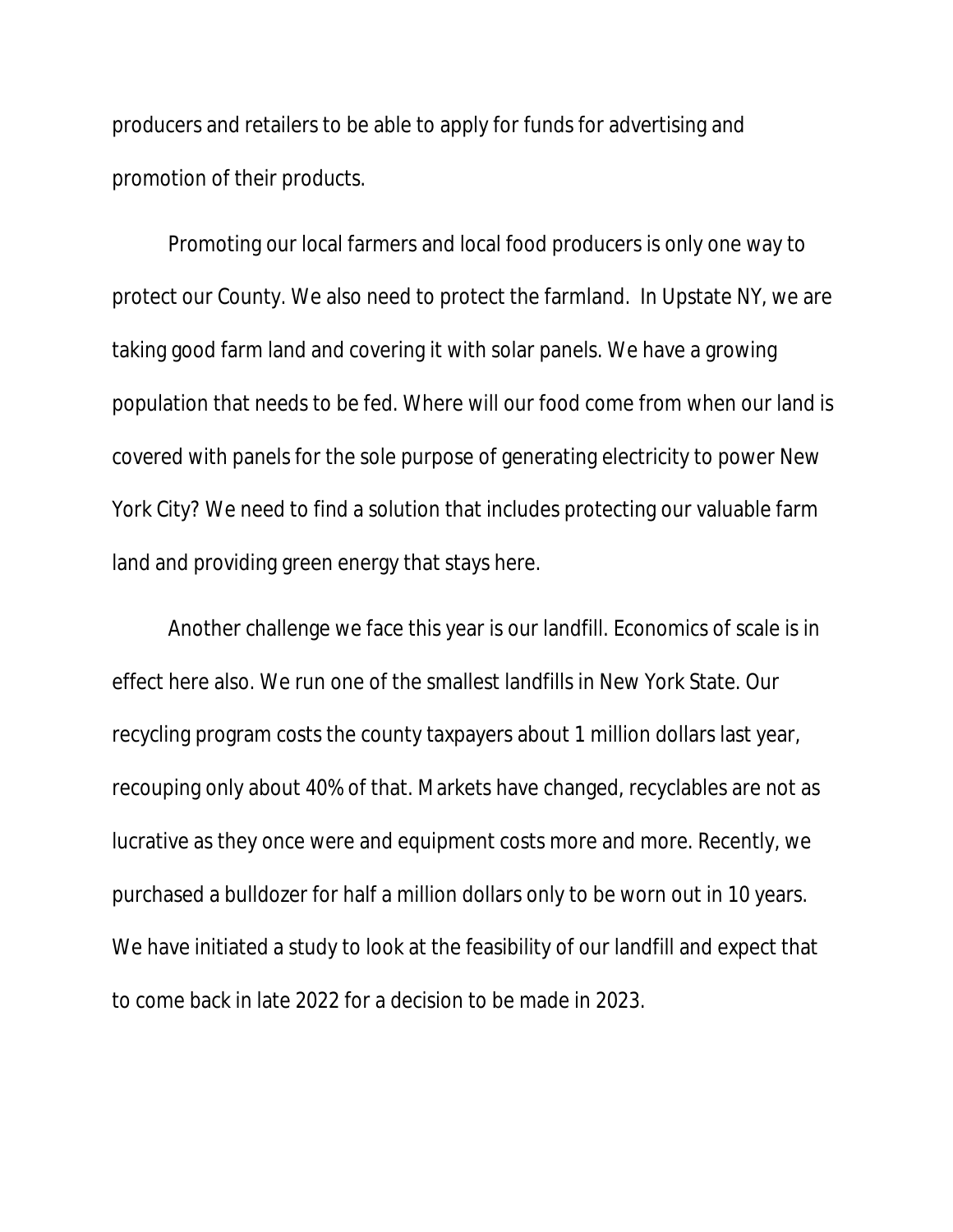producers and retailers to be able to apply for funds for advertising and promotion of their products.

Promoting our local farmers and local food producers is only one way to protect our County. We also need to protect the farmland. In Upstate NY, we are taking good farm land and covering it with solar panels. We have a growing population that needs to be fed. Where will our food come from when our land is covered with panels for the sole purpose of generating electricity to power New York City? We need to find a solution that includes protecting our valuable farm land and providing green energy that stays here.

Another challenge we face this year is our landfill. Economics of scale is in effect here also. We run one of the smallest landfills in New York State. Our recycling program costs the county taxpayers about 1 million dollars last year, recouping only about 40% of that. Markets have changed, recyclables are not as lucrative as they once were and equipment costs more and more. Recently, we purchased a bulldozer for half a million dollars only to be worn out in 10 years. We have initiated a study to look at the feasibility of our landfill and expect that to come back in late 2022 for a decision to be made in 2023.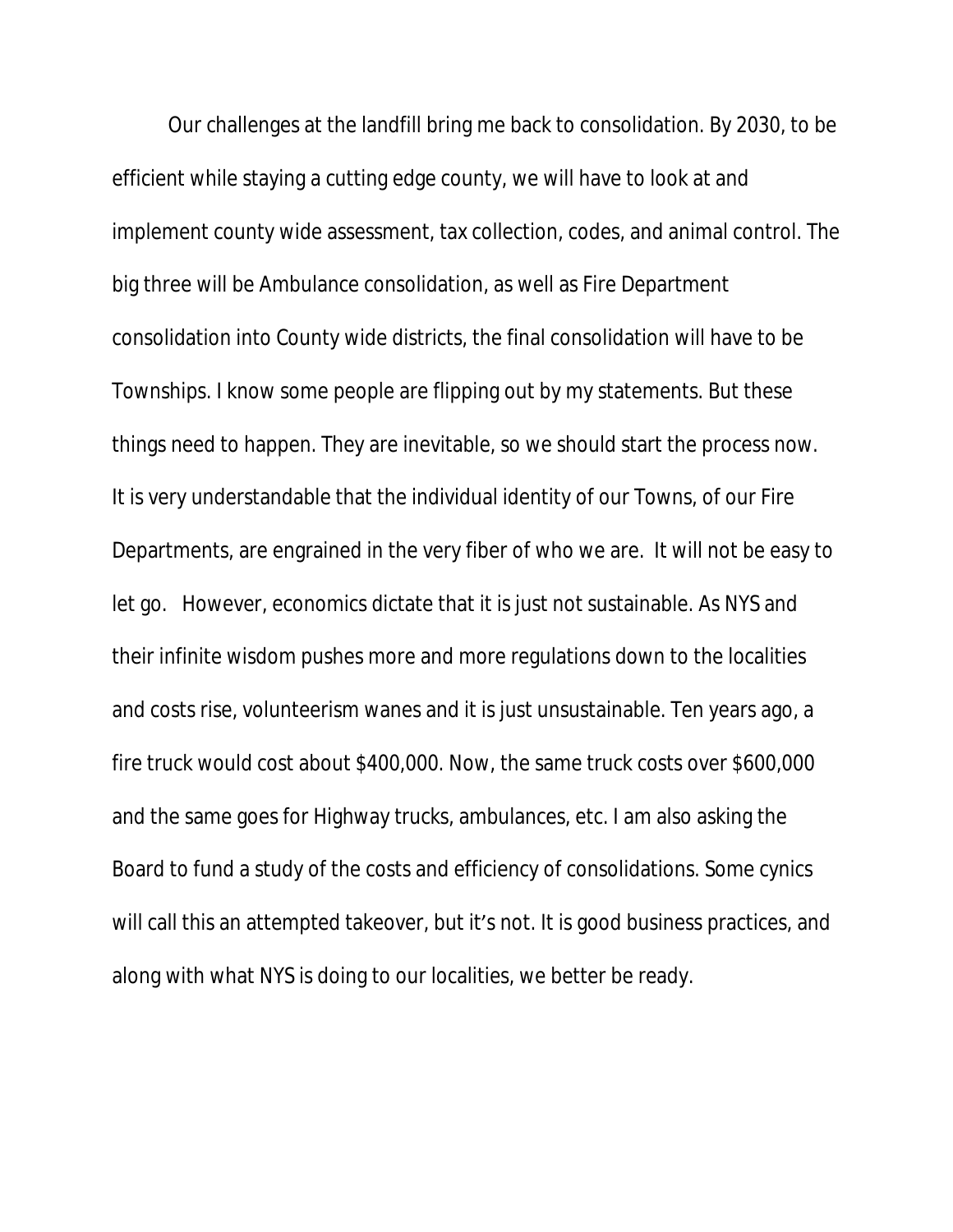Our challenges at the landfill bring me back to consolidation. By 2030, to be efficient while staying a cutting edge county, we will have to look at and implement county wide assessment, tax collection, codes, and animal control. The big three will be Ambulance consolidation, as well as Fire Department consolidation into County wide districts, the final consolidation will have to be Townships. I know some people are flipping out by my statements. But these things need to happen. They are inevitable, so we should start the process now. It is very understandable that the individual identity of our Towns, of our Fire Departments, are engrained in the very fiber of who we are. It will not be easy to let go. However, economics dictate that it is just not sustainable. As NYS and their infinite wisdom pushes more and more regulations down to the localities and costs rise, volunteerism wanes and it is just unsustainable. Ten years ago, a fire truck would cost about $400,000. Now, the same truck costs over $600,000 and the same goes for Highway trucks, ambulances, etc. I am also asking the Board to fund a study of the costs and efficiency of consolidations. Some cynics will call this an attempted takeover, but it's not. It is good business practices, and along with what NYS is doing to our localities, we better be ready.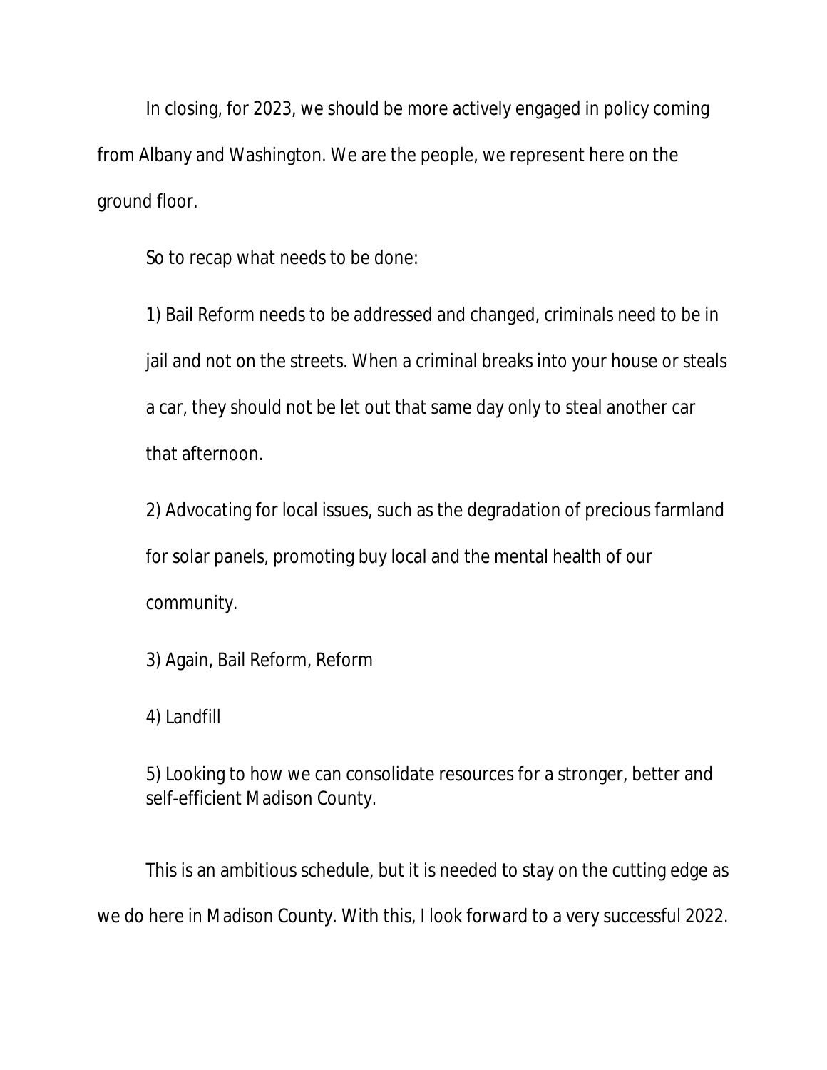In closing, for 2023, we should be more actively engaged in policy coming from Albany and Washington. We are the people, we represent here on the ground floor.

So to recap what needs to be done:

1) Bail Reform needs to be addressed and changed, criminals need to be in jail and not on the streets. When a criminal breaks into your house or steals a car, they should not be let out that same day only to steal another car that afternoon.

2) Advocating for local issues, such as the degradation of precious farmland for solar panels, promoting buy local and the mental health of our community.

3) Again, Bail Reform, Reform

4) Landfill

5) Looking to how we can consolidate resources for a stronger, better and self-efficient Madison County.

This is an ambitious schedule, but it is needed to stay on the cutting edge as we do here in Madison County. With this, I look forward to a very successful 2022.